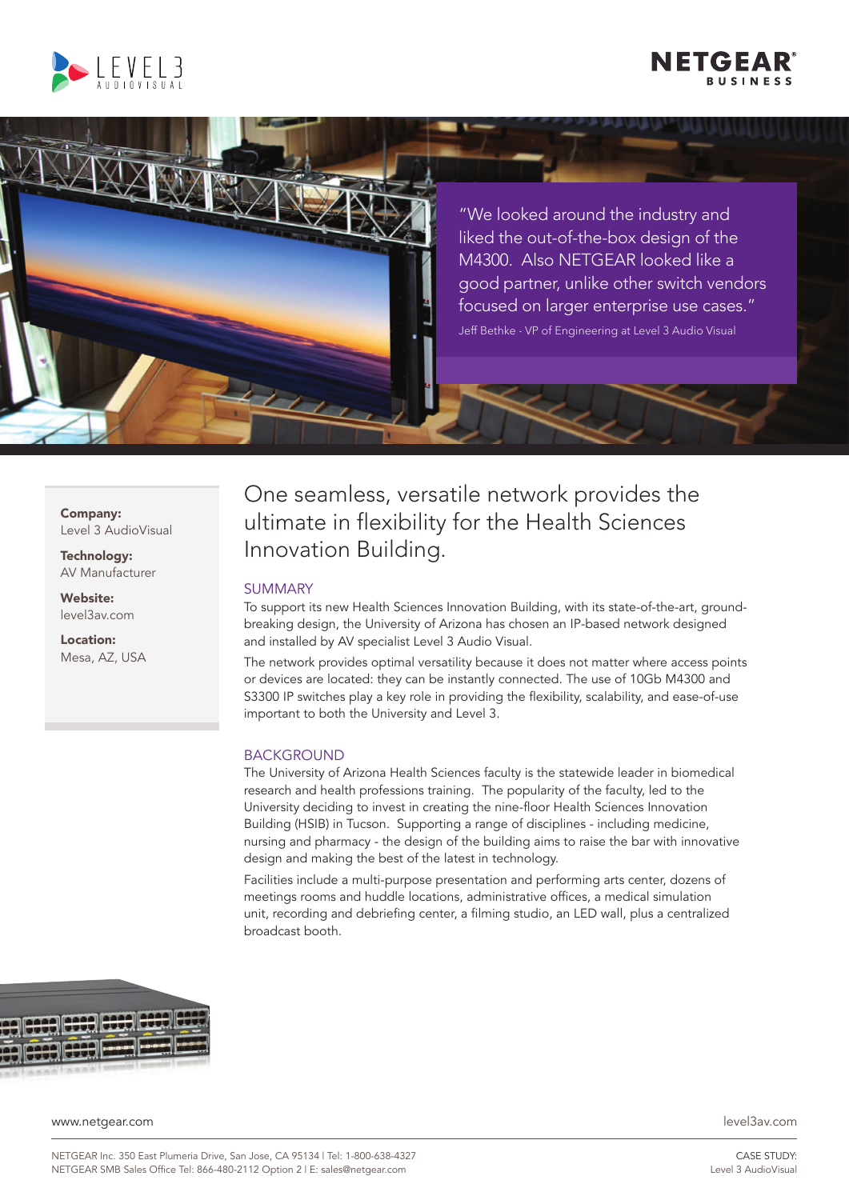> "We looked around the industry and liked the out-of-the-box design of the M4300. Also NETGEAR looked like a good partner, unlike other switch vendors focused on larger enterprise use cases."
>
> Jeff Bethke - VP of Engineering at Level 3 Audio Visual

**Company:**
Level 3 AudioVisual

**Technology:**
AV Manufacturer

**Website:**
level3av.com

**Location:**
Mesa, AZ, USA

# One seamless, versatile network provides the ultimate in flexibility for the Health Sciences Innovation Building.

## SUMMARY

To support its new Health Sciences Innovation Building, with its state-of-the-art, ground-breaking design, the University of Arizona has chosen an IP-based network designed and installed by AV specialist Level 3 Audio Visual.

The network provides optimal versatility because it does not matter where access points or devices are located: they can be instantly connected. The use of 10Gb M4300 and S3300 IP switches play a key role in providing the flexibility, scalability, and ease-of-use important to both the University and Level 3.

## BACKGROUND

The University of Arizona Health Sciences faculty is the statewide leader in biomedical research and health professions training. The popularity of the faculty, led to the University deciding to invest in creating the nine-floor Health Sciences Innovation Building (HSIB) in Tucson. Supporting a range of disciplines - including medicine, nursing and pharmacy - the design of the building aims to raise the bar with innovative design and making the best of the latest in technology.

Facilities include a multi-purpose presentation and performing arts center, dozens of meetings rooms and huddle locations, administrative offices, a medical simulation unit, recording and debriefing center, a filming studio, an LED wall, plus a centralized broadcast booth.

www.netgear.com

level3av.com

NETGEAR Inc. 350 East Plumeria Drive, San Jose, CA 95134 | Tel: 1-800-638-4327
NETGEAR SMB Sales Office Tel: 866-480-2112 Option 2 | E: sales@netgear.com

CASE STUDY:
Level 3 AudioVisual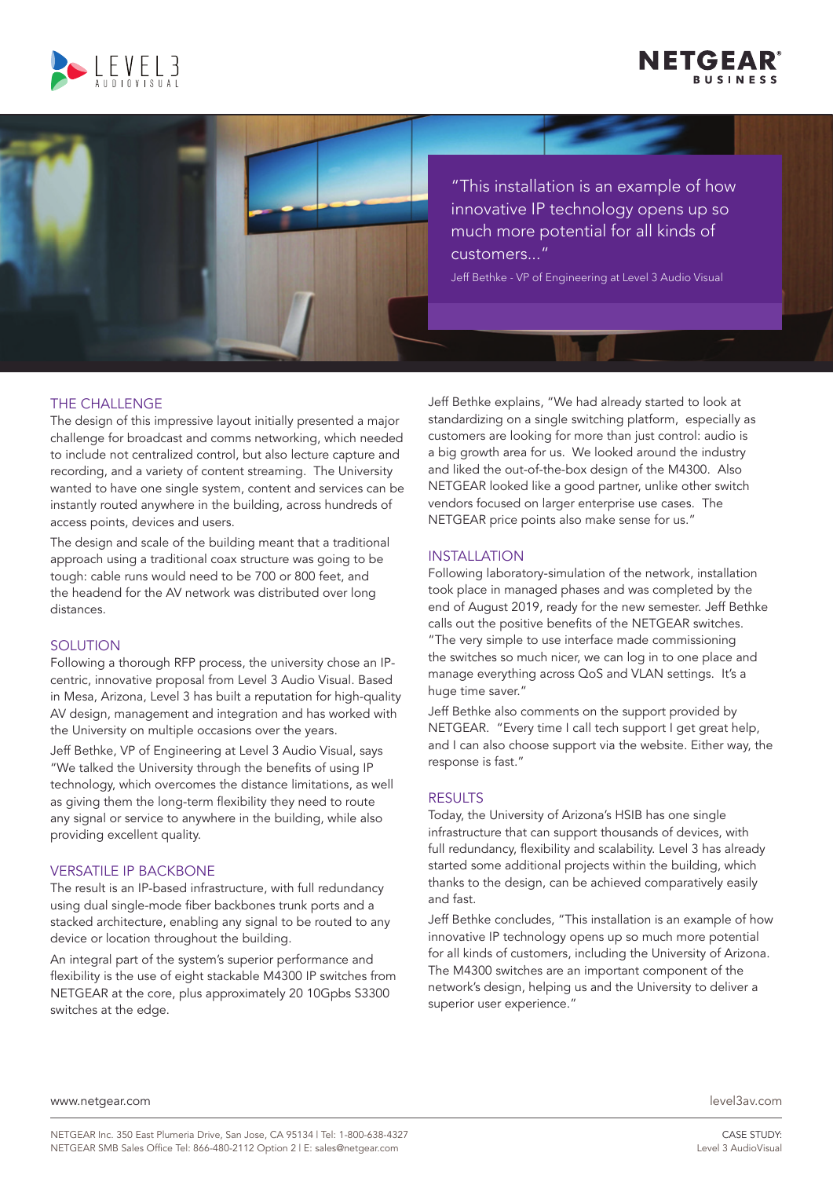> "This installation is an example of how innovative IP technology opens up so much more potential for all kinds of customers..."
>
> Jeff Bethke - VP of Engineering at Level 3 Audio Visual

## THE CHALLENGE

The design of this impressive layout initially presented a major challenge for broadcast and comms networking, which needed to include not centralized control, but also lecture capture and recording, and a variety of content streaming. The University wanted to have one single system, content and services can be instantly routed anywhere in the building, across hundreds of access points, devices and users.

The design and scale of the building meant that a traditional approach using a traditional coax structure was going to be tough: cable runs would need to be 700 or 800 feet, and the headend for the AV network was distributed over long distances.

## SOLUTION

Following a thorough RFP process, the university chose an IP-centric, innovative proposal from Level 3 Audio Visual. Based in Mesa, Arizona, Level 3 has built a reputation for high-quality AV design, management and integration and has worked with the University on multiple occasions over the years.

Jeff Bethke, VP of Engineering at Level 3 Audio Visual, says "We talked the University through the benefits of using IP technology, which overcomes the distance limitations, as well as giving them the long-term flexibility they need to route any signal or service to anywhere in the building, while also providing excellent quality.

## VERSATILE IP BACKBONE

The result is an IP-based infrastructure, with full redundancy using dual single-mode fiber backbones trunk ports and a stacked architecture, enabling any signal to be routed to any device or location throughout the building.

An integral part of the system's superior performance and flexibility is the use of eight stackable M4300 IP switches from NETGEAR at the core, plus approximately 20 10Gpbs S3300 switches at the edge.

Jeff Bethke explains, "We had already started to look at standardizing on a single switching platform, especially as customers are looking for more than just control: audio is a big growth area for us. We looked around the industry and liked the out-of-the-box design of the M4300. Also NETGEAR looked like a good partner, unlike other switch vendors focused on larger enterprise use cases. The NETGEAR price points also make sense for us."

## INSTALLATION

Following laboratory-simulation of the network, installation took place in managed phases and was completed by the end of August 2019, ready for the new semester. Jeff Bethke calls out the positive benefits of the NETGEAR switches. "The very simple to use interface made commissioning the switches so much nicer, we can log in to one place and manage everything across QoS and VLAN settings. It's a huge time saver."

Jeff Bethke also comments on the support provided by NETGEAR. "Every time I call tech support I get great help, and I can also choose support via the website. Either way, the response is fast."

## RESULTS

Today, the University of Arizona's HSIB has one single infrastructure that can support thousands of devices, with full redundancy, flexibility and scalability. Level 3 has already started some additional projects within the building, which thanks to the design, can be achieved comparatively easily and fast.

Jeff Bethke concludes, "This installation is an example of how innovative IP technology opens up so much more potential for all kinds of customers, including the University of Arizona. The M4300 switches are an important component of the network's design, helping us and the University to deliver a superior user experience."

www.netgear.com

level3av.com

NETGEAR Inc. 350 East Plumeria Drive, San Jose, CA 95134 | Tel: 1-800-638-4327
NETGEAR SMB Sales Office Tel: 866-480-2112 Option 2 | E: sales@netgear.com

CASE STUDY:
Level 3 AudioVisual